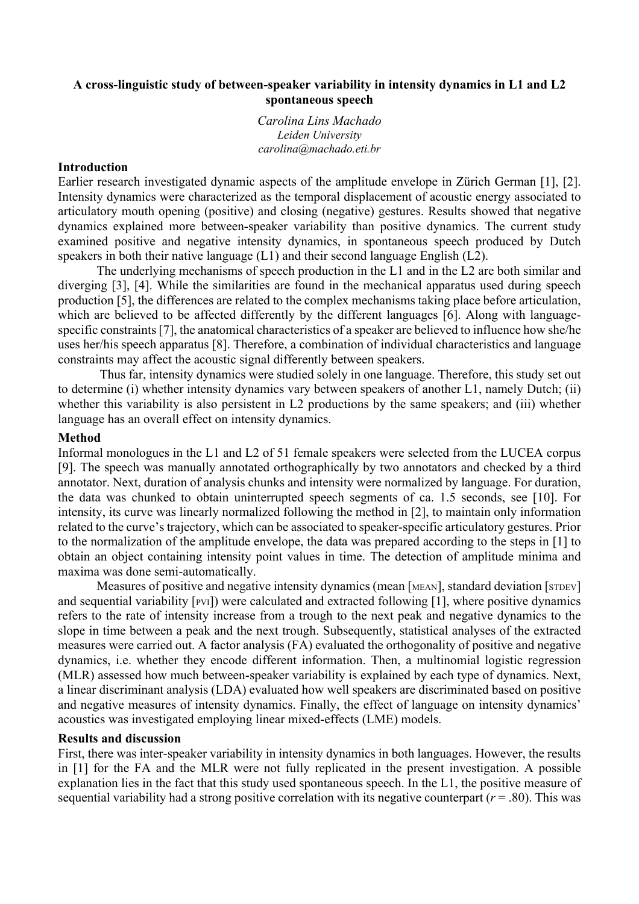# A cross-linguistic study of between-speaker variability in intensity dynamics in L1 and L2 spontaneous speech

*Carolina Lins Machado*
*Leiden University*
*carolina@machado.eti.br*

## Introduction

Earlier research investigated dynamic aspects of the amplitude envelope in Zürich German [1], [2]. Intensity dynamics were characterized as the temporal displacement of acoustic energy associated to articulatory mouth opening (positive) and closing (negative) gestures. Results showed that negative dynamics explained more between-speaker variability than positive dynamics. The current study examined positive and negative intensity dynamics, in spontaneous speech produced by Dutch speakers in both their native language (L1) and their second language English (L2).

The underlying mechanisms of speech production in the L1 and in the L2 are both similar and diverging [3], [4]. While the similarities are found in the mechanical apparatus used during speech production [5], the differences are related to the complex mechanisms taking place before articulation, which are believed to be affected differently by the different languages [6]. Along with language-specific constraints [7], the anatomical characteristics of a speaker are believed to influence how she/he uses her/his speech apparatus [8]. Therefore, a combination of individual characteristics and language constraints may affect the acoustic signal differently between speakers.

Thus far, intensity dynamics were studied solely in one language. Therefore, this study set out to determine (i) whether intensity dynamics vary between speakers of another L1, namely Dutch; (ii) whether this variability is also persistent in L2 productions by the same speakers; and (iii) whether language has an overall effect on intensity dynamics.

## Method

Informal monologues in the L1 and L2 of 51 female speakers were selected from the LUCEA corpus [9]. The speech was manually annotated orthographically by two annotators and checked by a third annotator. Next, duration of analysis chunks and intensity were normalized by language. For duration, the data was chunked to obtain uninterrupted speech segments of ca. 1.5 seconds, see [10]. For intensity, its curve was linearly normalized following the method in [2], to maintain only information related to the curve's trajectory, which can be associated to speaker-specific articulatory gestures. Prior to the normalization of the amplitude envelope, the data was prepared according to the steps in [1] to obtain an object containing intensity point values in time. The detection of amplitude minima and maxima was done semi-automatically.

Measures of positive and negative intensity dynamics (mean [MEAN], standard deviation [STDEV] and sequential variability [PVI]) were calculated and extracted following [1], where positive dynamics refers to the rate of intensity increase from a trough to the next peak and negative dynamics to the slope in time between a peak and the next trough. Subsequently, statistical analyses of the extracted measures were carried out. A factor analysis (FA) evaluated the orthogonality of positive and negative dynamics, i.e. whether they encode different information. Then, a multinomial logistic regression (MLR) assessed how much between-speaker variability is explained by each type of dynamics. Next, a linear discriminant analysis (LDA) evaluated how well speakers are discriminated based on positive and negative measures of intensity dynamics. Finally, the effect of language on intensity dynamics' acoustics was investigated employing linear mixed-effects (LME) models.

## Results and discussion

First, there was inter-speaker variability in intensity dynamics in both languages. However, the results in [1] for the FA and the MLR were not fully replicated in the present investigation. A possible explanation lies in the fact that this study used spontaneous speech. In the L1, the positive measure of sequential variability had a strong positive correlation with its negative counterpart ($r = .80$). This was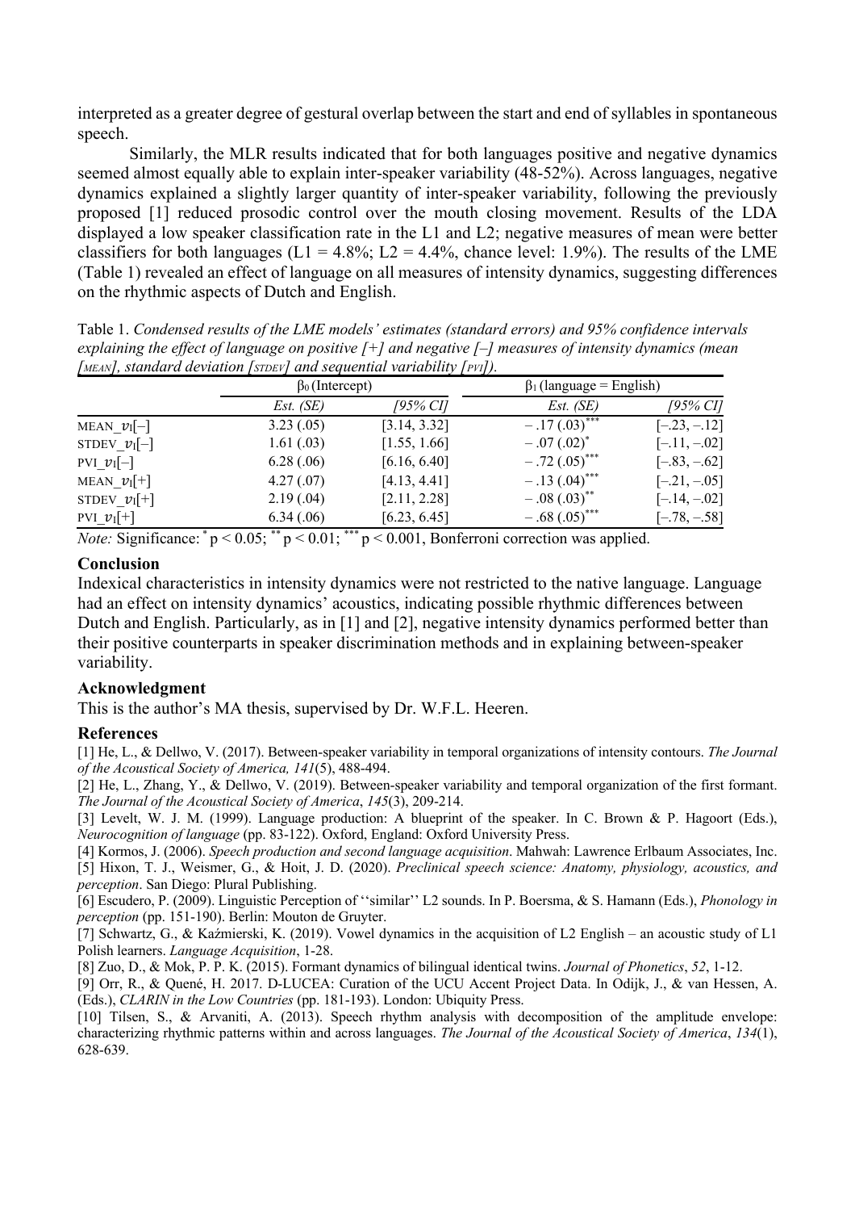interpreted as a greater degree of gestural overlap between the start and end of syllables in spontaneous speech.

Similarly, the MLR results indicated that for both languages positive and negative dynamics seemed almost equally able to explain inter-speaker variability (48-52%). Across languages, negative dynamics explained a slightly larger quantity of inter-speaker variability, following the previously proposed [1] reduced prosodic control over the mouth closing movement. Results of the LDA displayed a low speaker classification rate in the L1 and L2; negative measures of mean were better classifiers for both languages (L1 = 4.8%; L2 = 4.4%, chance level: 1.9%). The results of the LME (Table 1) revealed an effect of language on all measures of intensity dynamics, suggesting differences on the rhythmic aspects of Dutch and English.

Table 1. *Condensed results of the LME models' estimates (standard errors) and 95% confidence intervals explaining the effect of language on positive [+] and negative [–] measures of intensity dynamics (mean [MEAN], standard deviation [STDEV] and sequential variability [PVI]).*

| | $\beta_0$ (Intercept) | | $\beta_1$ (language = English) | |
|---|---|---|---|---|
| | *Est. (SE)* | *[95% CI]* | *Est. (SE)* | *[95% CI]* |
| MEAN_ $v_I$[–] | 3.23 (.05) | [3.14, 3.32] | – .17 (.03)*** | [–.23, –.12] |
| STDEV_ $v_I$[–] | 1.61 (.03) | [1.55, 1.66] | – .07 (.02)* | [–.11, –.02] |
| PVI_ $v_I$[–] | 6.28 (.06) | [6.16, 6.40] | – .72 (.05)*** | [–.83, –.62] |
| MEAN_ $v_I$[+] | 4.27 (.07) | [4.13, 4.41] | – .13 (.04)*** | [–.21, –.05] |
| STDEV_ $v_I$[+] | 2.19 (.04) | [2.11, 2.28] | – .08 (.03)** | [–.14, –.02] |
| PVI_ $v_I$[+] | 6.34 (.06) | [6.23, 6.45] | – .68 (.05)*** | [–.78, –.58] |

*Note:* Significance: * $p < 0.05$; ** $p < 0.01$; *** $p < 0.001$, Bonferroni correction was applied.

## Conclusion

Indexical characteristics in intensity dynamics were not restricted to the native language. Language had an effect on intensity dynamics' acoustics, indicating possible rhythmic differences between Dutch and English. Particularly, as in [1] and [2], negative intensity dynamics performed better than their positive counterparts in speaker discrimination methods and in explaining between-speaker variability.

## Acknowledgment

This is the author's MA thesis, supervised by Dr. W.F.L. Heeren.

## References

[1] He, L., & Dellwo, V. (2017). Between-speaker variability in temporal organizations of intensity contours. *The Journal of the Acoustical Society of America, 141*(5), 488-494.

[2] He, L., Zhang, Y., & Dellwo, V. (2019). Between-speaker variability and temporal organization of the first formant. *The Journal of the Acoustical Society of America*, *145*(3), 209-214.

[3] Levelt, W. J. M. (1999). Language production: A blueprint of the speaker. In C. Brown & P. Hagoort (Eds.), *Neurocognition of language* (pp. 83-122). Oxford, England: Oxford University Press.

[4] Kormos, J. (2006). *Speech production and second language acquisition*. Mahwah: Lawrence Erlbaum Associates, Inc.

[5] Hixon, T. J., Weismer, G., & Hoit, J. D. (2020). *Preclinical speech science: Anatomy, physiology, acoustics, and perception*. San Diego: Plural Publishing.

[6] Escudero, P. (2009). Linguistic Perception of ''similar'' L2 sounds. In P. Boersma, & S. Hamann (Eds.), *Phonology in perception* (pp. 151-190). Berlin: Mouton de Gruyter.

[7] Schwartz, G., & Kaźmierski, K. (2019). Vowel dynamics in the acquisition of L2 English – an acoustic study of L1 Polish learners. *Language Acquisition*, 1-28.

[8] Zuo, D., & Mok, P. P. K. (2015). Formant dynamics of bilingual identical twins. *Journal of Phonetics*, *52*, 1-12.

[9] Orr, R., & Quené, H. 2017. D-LUCEA: Curation of the UCU Accent Project Data. In Odijk, J., & van Hessen, A. (Eds.), *CLARIN in the Low Countries* (pp. 181-193). London: Ubiquity Press.

[10] Tilsen, S., & Arvaniti, A. (2013). Speech rhythm analysis with decomposition of the amplitude envelope: characterizing rhythmic patterns within and across languages. *The Journal of the Acoustical Society of America*, *134*(1), 628-639.